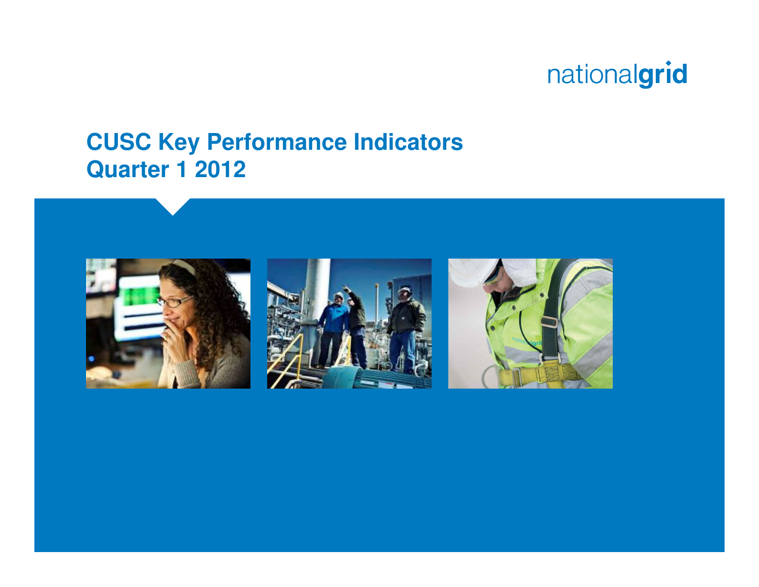nationalgrid

# CUSC Key Performance Indicators
# Quarter 1 2012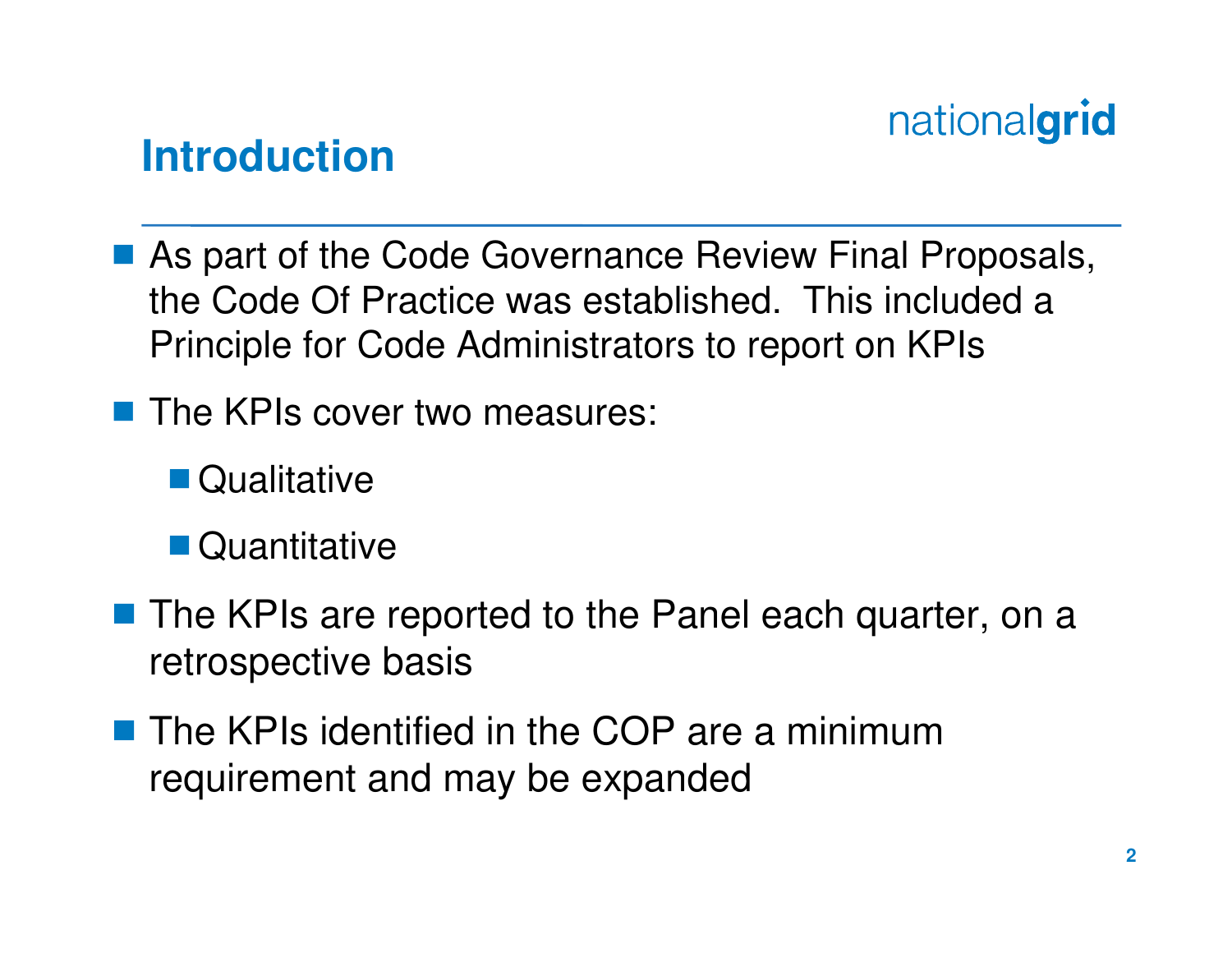## Introduction

- As part of the Code Governance Review Final Proposals, the Code Of Practice was established. This included a Principle for Code Administrators to report on KPIs
- The KPIs cover two measures:
  - Qualitative
  - Quantitative
- The KPIs are reported to the Panel each quarter, on a retrospective basis
- The KPIs identified in the COP are a minimum requirement and may be expanded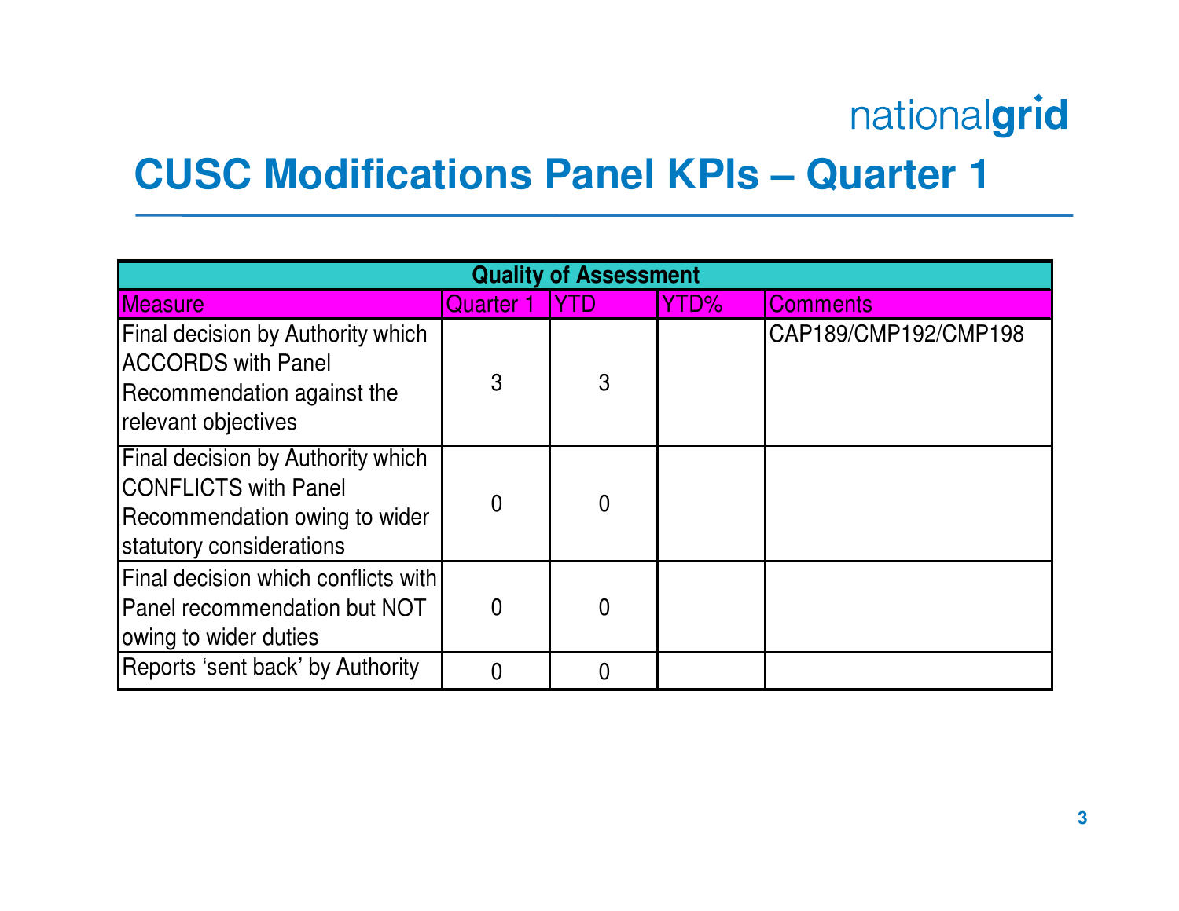# CUSC Modifications Panel KPIs – Quarter 1

| Quality of Assessment | | | | |
|---|---|---|---|---|
| Measure | Quarter 1 | YTD | YTD% | Comments |
| Final decision by Authority which ACCORDS with Panel Recommendation against the relevant objectives | 3 | 3 | | CAP189/CMP192/CMP198 |
| Final decision by Authority which CONFLICTS with Panel Recommendation owing to wider statutory considerations | 0 | 0 | | |
| Final decision which conflicts with Panel recommendation but NOT owing to wider duties | 0 | 0 | | |
| Reports 'sent back' by Authority | 0 | 0 | | |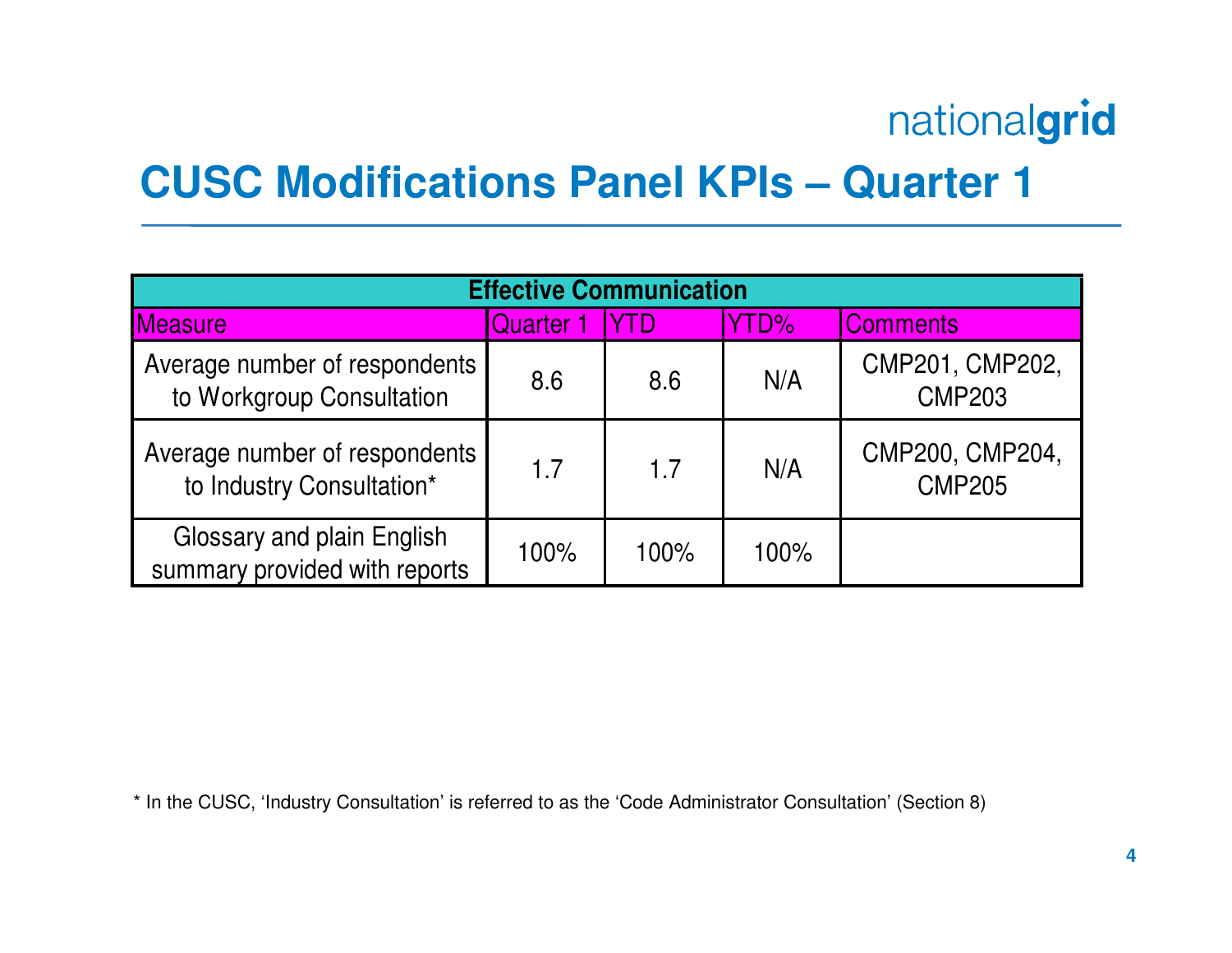# CUSC Modifications Panel KPIs – Quarter 1

| Effective Communication | | | | |
|---|---|---|---|---|
| Measure | Quarter 1 | YTD | YTD% | Comments |
| Average number of respondents to Workgroup Consultation | 8.6 | 8.6 | N/A | CMP201, CMP202, CMP203 |
| Average number of respondents to Industry Consultation* | 1.7 | 1.7 | N/A | CMP200, CMP204, CMP205 |
| Glossary and plain English summary provided with reports | 100% | 100% | 100% | |

* In the CUSC, 'Industry Consultation' is referred to as the 'Code Administrator Consultation' (Section 8)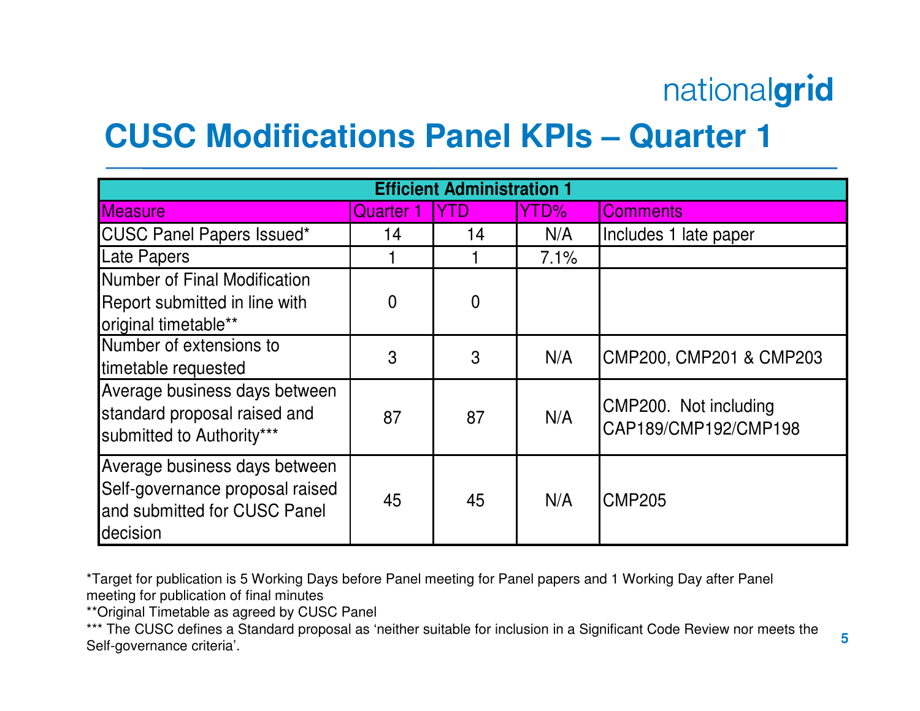# CUSC Modifications Panel KPIs – Quarter 1

| Efficient Administration 1 | | | | |
|---|---|---|---|---|
| Measure | Quarter 1 | YTD | YTD% | Comments |
| CUSC Panel Papers Issued* | 14 | 14 | N/A | Includes 1 late paper |
| Late Papers | 1 | 1 | 7.1% | |
| Number of Final Modification Report submitted in line with original timetable** | 0 | 0 | | |
| Number of extensions to timetable requested | 3 | 3 | N/A | CMP200, CMP201 & CMP203 |
| Average business days between standard proposal raised and submitted to Authority*** | 87 | 87 | N/A | CMP200. Not including CAP189/CMP192/CMP198 |
| Average business days between Self-governance proposal raised and submitted for CUSC Panel decision | 45 | 45 | N/A | CMP205 |

*Target for publication is 5 Working Days before Panel meeting for Panel papers and 1 Working Day after Panel meeting for publication of final minutes

**Original Timetable as agreed by CUSC Panel

*** The CUSC defines a Standard proposal as 'neither suitable for inclusion in a Significant Code Review nor meets the Self-governance criteria'.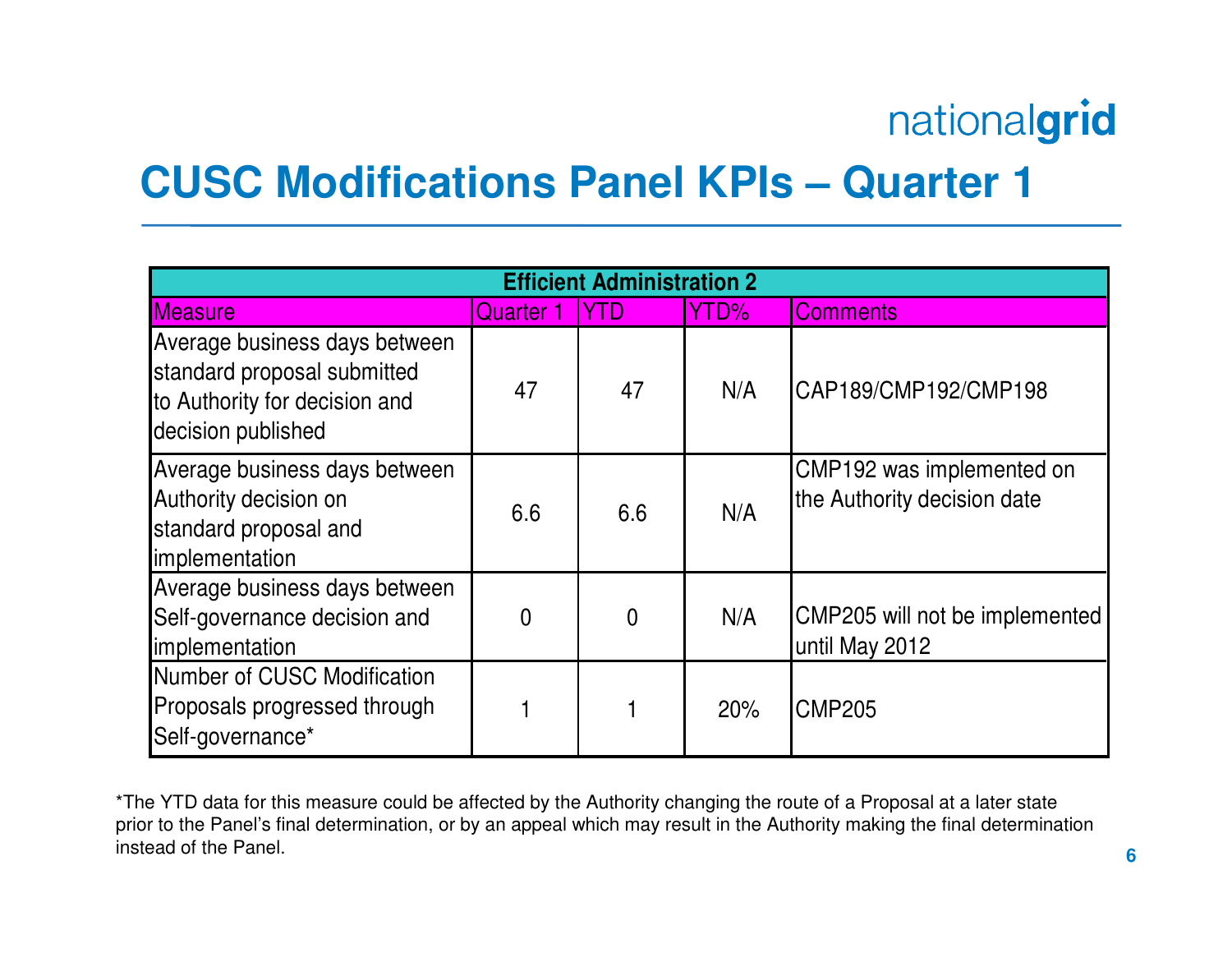# CUSC Modifications Panel KPIs – Quarter 1

| Efficient Administration 2 | | | | |
|---|---|---|---|---|
| Measure | Quarter 1 | YTD | YTD% | Comments |
| Average business days between standard proposal submitted to Authority for decision and decision published | 47 | 47 | N/A | CAP189/CMP192/CMP198 |
| Average business days between Authority decision on standard proposal and implementation | 6.6 | 6.6 | N/A | CMP192 was implemented on the Authority decision date |
| Average business days between Self-governance decision and implementation | 0 | 0 | N/A | CMP205 will not be implemented until May 2012 |
| Number of CUSC Modification Proposals progressed through Self-governance* | 1 | 1 | 20% | CMP205 |

*The YTD data for this measure could be affected by the Authority changing the route of a Proposal at a later state prior to the Panel's final determination, or by an appeal which may result in the Authority making the final determination instead of the Panel.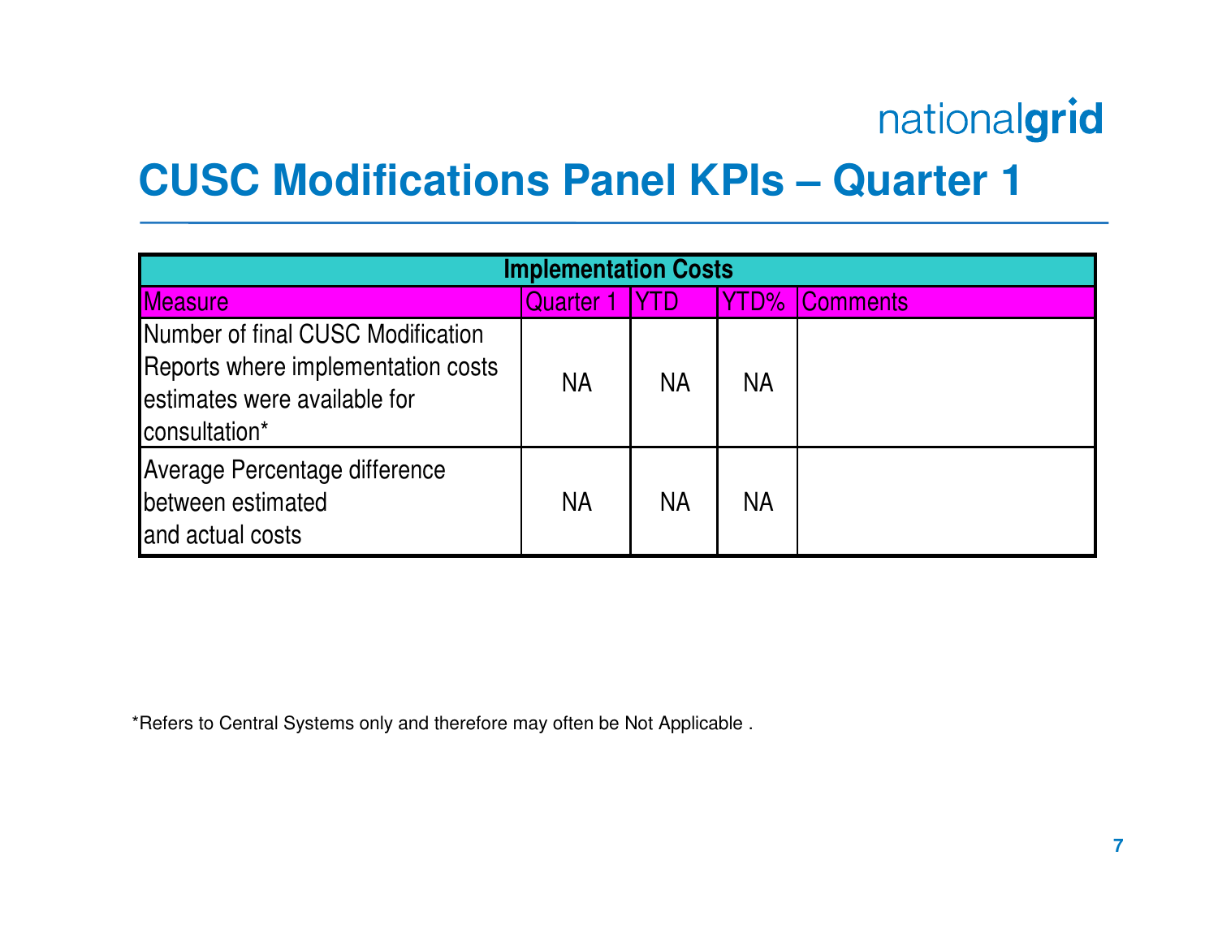# CUSC Modifications Panel KPIs – Quarter 1

| Implementation Costs | | | | |
|---|---|---|---|---|
| Measure | Quarter 1 | YTD | YTD% | Comments |
| Number of final CUSC Modification Reports where implementation costs estimates were available for consultation* | NA | NA | NA | |
| Average Percentage difference between estimated and actual costs | NA | NA | NA | |

*Refers to Central Systems only and therefore may often be Not Applicable .